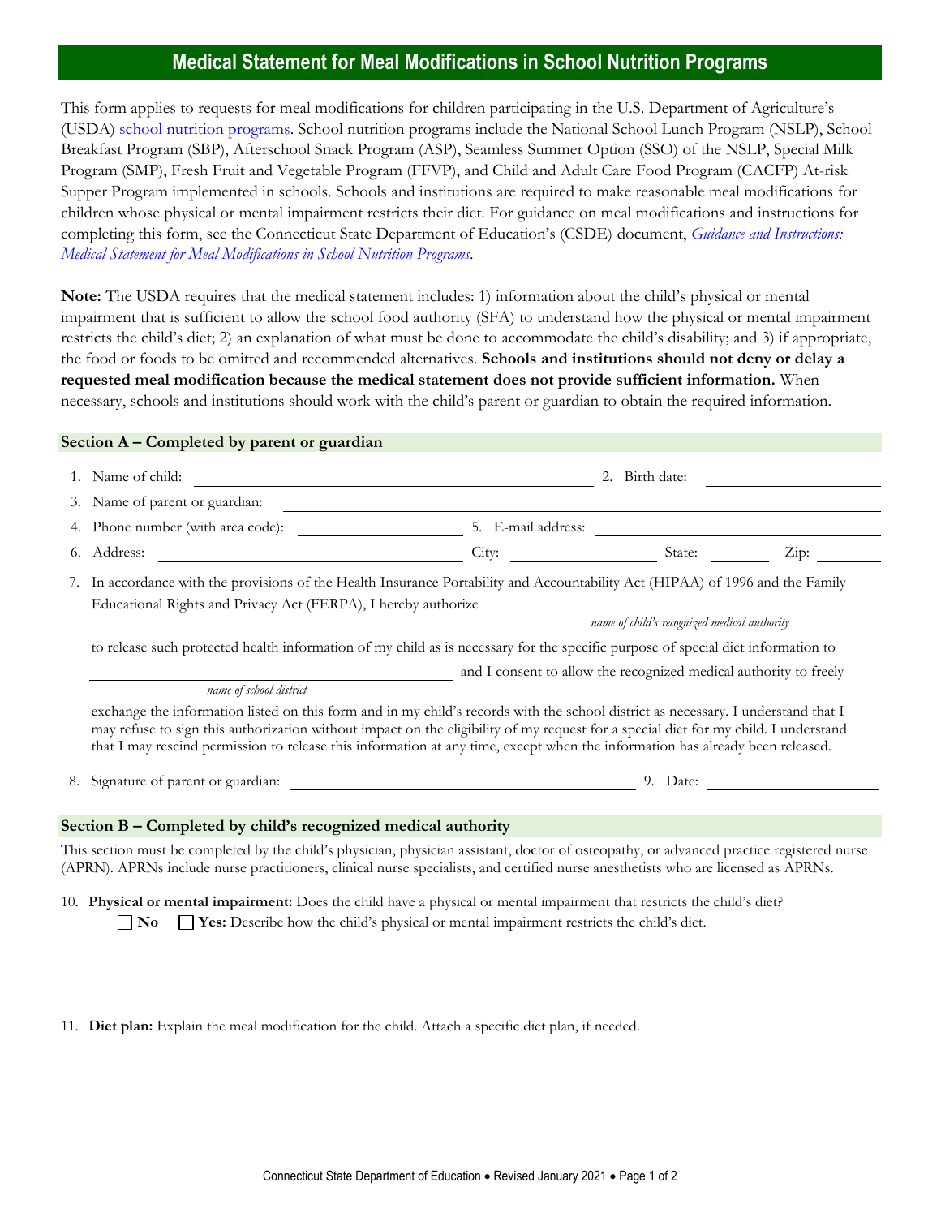# Medical Statement for Meal Modifications in School Nutrition Programs

This form applies to requests for meal modifications for children participating in the U.S. Department of Agriculture's (USDA) school nutrition programs. School nutrition programs include the National School Lunch Program (NSLP), School Breakfast Program (SBP), Afterschool Snack Program (ASP), Seamless Summer Option (SSO) of the NSLP, Special Milk Program (SMP), Fresh Fruit and Vegetable Program (FFVP), and Child and Adult Care Food Program (CACFP) At-risk Supper Program implemented in schools. Schools and institutions are required to make reasonable meal modifications for children whose physical or mental impairment restricts their diet. For guidance on meal modifications and instructions for completing this form, see the Connecticut State Department of Education's (CSDE) document, *Guidance and Instructions: Medical Statement for Meal Modifications in School Nutrition Programs*.

**Note:** The USDA requires that the medical statement includes: 1) information about the child's physical or mental impairment that is sufficient to allow the school food authority (SFA) to understand how the physical or mental impairment restricts the child's diet; 2) an explanation of what must be done to accommodate the child's disability; and 3) if appropriate, the food or foods to be omitted and recommended alternatives. **Schools and institutions should not deny or delay a requested meal modification because the medical statement does not provide sufficient information.** When necessary, schools and institutions should work with the child's parent or guardian to obtain the required information.

## Section A – Completed by parent or guardian

1. Name of child: ______________________ 2. Birth date: ____________
3. Name of parent or guardian: ______________________
4. Phone number (with area code): ____________ 5. E-mail address: ____________
6. Address: ____________ City: ____________ State: ______ Zip: ______
7. In accordance with the provisions of the Health Insurance Portability and Accountability Act (HIPAA) of 1996 and the Family Educational Rights and Privacy Act (FERPA), I hereby authorize ______________________ *(name of child's recognized medical authority)* to release such protected health information of my child as is necessary for the specific purpose of special diet information to ______________________ *(name of school district)* and I consent to allow the recognized medical authority to freely exchange the information listed on this form and in my child's records with the school district as necessary. I understand that I may refuse to sign this authorization without impact on the eligibility of my request for a special diet for my child. I understand that I may rescind permission to release this information at any time, except when the information has already been released.
8. Signature of parent or guardian: ______________________ 9. Date: ____________

## Section B – Completed by child's recognized medical authority

This section must be completed by the child's physician, physician assistant, doctor of osteopathy, or advanced practice registered nurse (APRN). APRNs include nurse practitioners, clinical nurse specialists, and certified nurse anesthetists who are licensed as APRNs.

10. **Physical or mental impairment:** Does the child have a physical or mental impairment that restricts the child's diet?
    ☐ **No** ☐ **Yes:** Describe how the child's physical or mental impairment restricts the child's diet.

11. **Diet plan:** Explain the meal modification for the child. Attach a specific diet plan, if needed.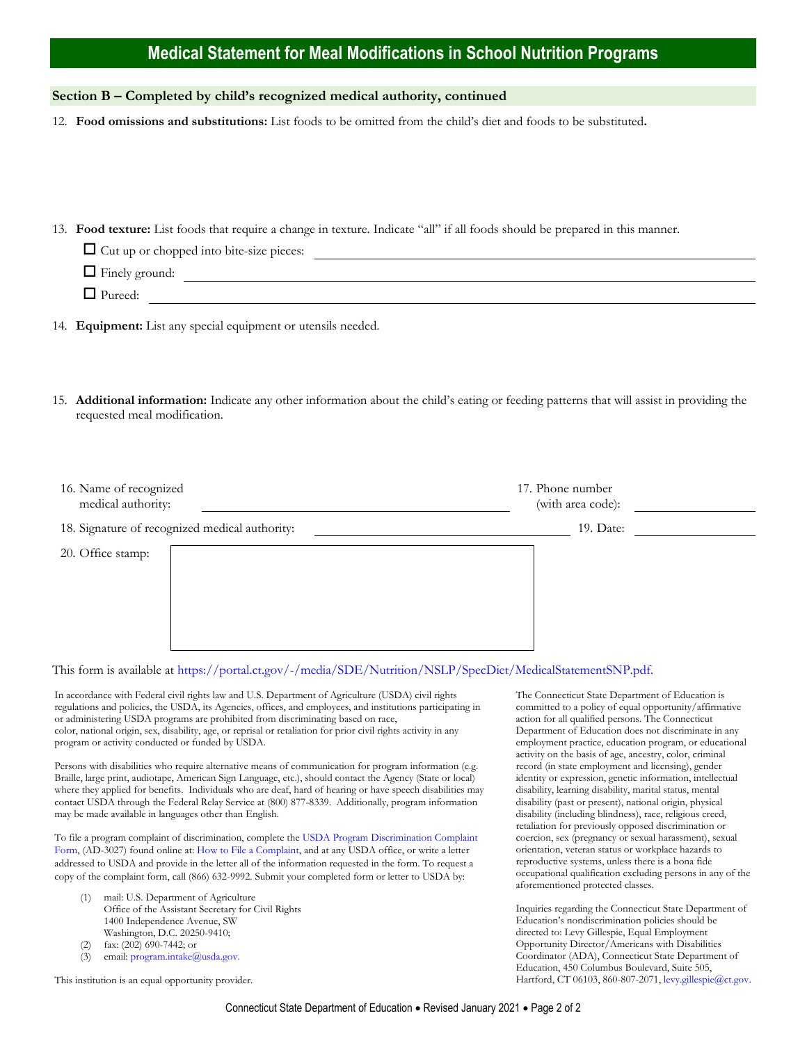# Medical Statement for Meal Modifications in School Nutrition Programs

## Section B – Completed by child's recognized medical authority, continued

12. **Food omissions and substitutions:** List foods to be omitted from the child's diet and foods to be substituted**.**

13. **Food texture:** List foods that require a change in texture. Indicate "all" if all foods should be prepared in this manner.
    - ☐ Cut up or chopped into bite-size pieces: ____________________
    - ☐ Finely ground: ____________________
    - ☐ Pureed: ____________________

14. **Equipment:** List any special equipment or utensils needed.

15. **Additional information:** Indicate any other information about the child's eating or feeding patterns that will assist in providing the requested meal modification.

16. Name of recognized medical authority: ____________________ 17. Phone number (with area code): ____________________

18. Signature of recognized medical authority: ____________________ 19. Date: ____________________

20. Office stamp:

This form is available at https://portal.ct.gov/-/media/SDE/Nutrition/NSLP/SpecDiet/MedicalStatementSNP.pdf.

In accordance with Federal civil rights law and U.S. Department of Agriculture (USDA) civil rights regulations and policies, the USDA, its Agencies, offices, and employees, and institutions participating in or administering USDA programs are prohibited from discriminating based on race, color, national origin, sex, disability, age, or reprisal or retaliation for prior civil rights activity in any program or activity conducted or funded by USDA.

Persons with disabilities who require alternative means of communication for program information (e.g. Braille, large print, audiotape, American Sign Language, etc.), should contact the Agency (State or local) where they applied for benefits. Individuals who are deaf, hard of hearing or have speech disabilities may contact USDA through the Federal Relay Service at (800) 877-8339. Additionally, program information may be made available in languages other than English.

To file a program complaint of discrimination, complete the USDA Program Discrimination Complaint Form, (AD-3027) found online at: How to File a Complaint, and at any USDA office, or write a letter addressed to USDA and provide in the letter all of the information requested in the form. To request a copy of the complaint form, call (866) 632-9992. Submit your completed form or letter to USDA by:

(1) mail: U.S. Department of Agriculture
Office of the Assistant Secretary for Civil Rights
1400 Independence Avenue, SW
Washington, D.C. 20250-9410;
(2) fax: (202) 690-7442; or
(3) email: program.intake@usda.gov.

This institution is an equal opportunity provider.

The Connecticut State Department of Education is committed to a policy of equal opportunity/affirmative action for all qualified persons. The Connecticut Department of Education does not discriminate in any employment practice, education program, or educational activity on the basis of age, ancestry, color, criminal record (in state employment and licensing), gender identity or expression, genetic information, intellectual disability, learning disability, marital status, mental disability (past or present), national origin, physical disability (including blindness), race, religious creed, retaliation for previously opposed discrimination or coercion, sex (pregnancy or sexual harassment), sexual orientation, veteran status or workplace hazards to reproductive systems, unless there is a bona fide occupational qualification excluding persons in any of the aforementioned protected classes.

Inquiries regarding the Connecticut State Department of Education's nondiscrimination policies should be directed to: Levy Gillespie, Equal Employment Opportunity Director/Americans with Disabilities Coordinator (ADA), Connecticut State Department of Education, 450 Columbus Boulevard, Suite 505, Hartford, CT 06103, 860-807-2071, levy.gillespie@ct.gov.